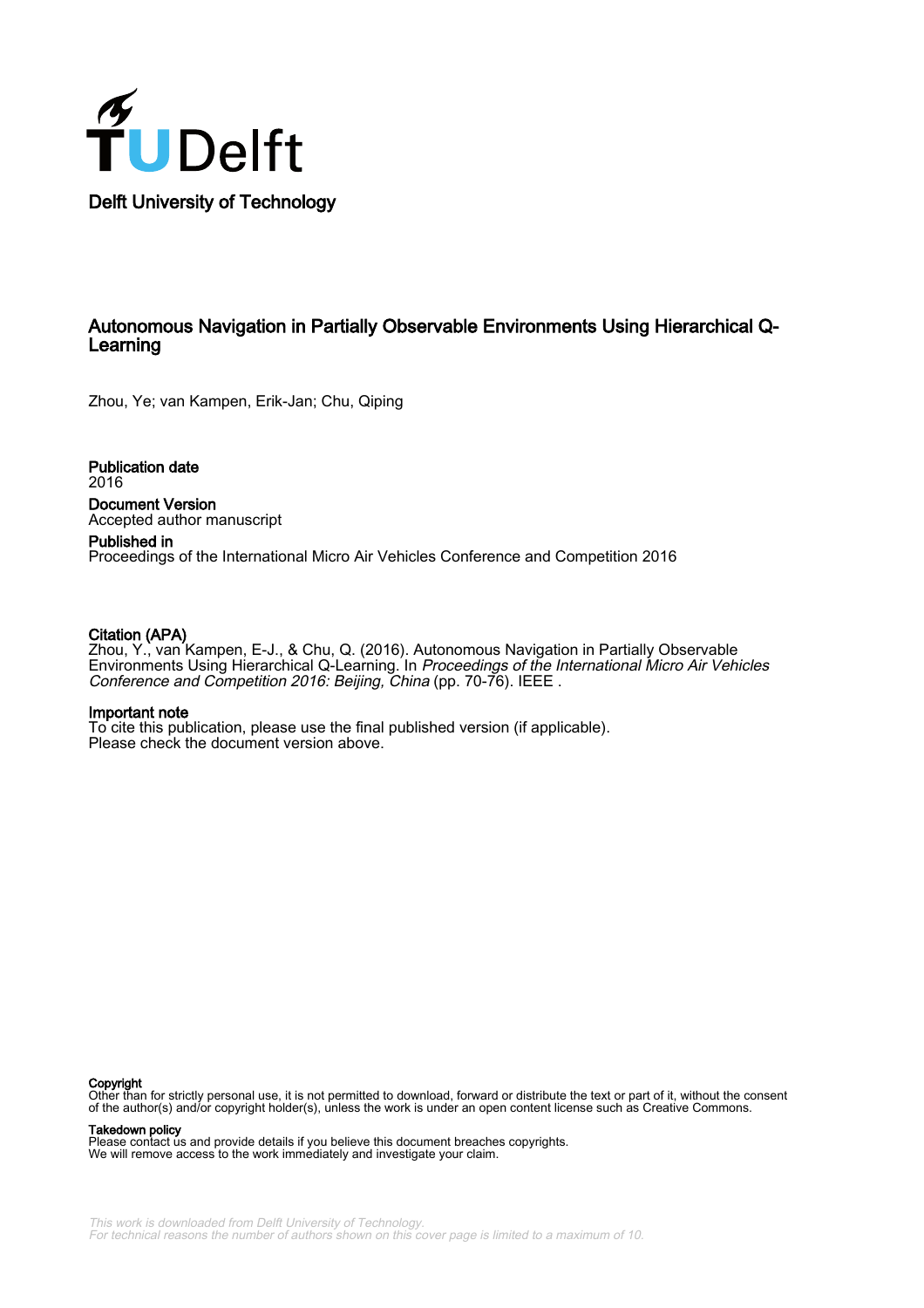Delft University of Technology

# Autonomous Navigation in Partially Observable Environments Using Hierarchical Q-Learning

Zhou, Ye; van Kampen, Erik-Jan; Chu, Qiping

**Publication date**
2016

**Document Version**
Accepted author manuscript

**Published in**
Proceedings of the International Micro Air Vehicles Conference and Competition 2016

**Citation (APA)**
Zhou, Y., van Kampen, E-J., & Chu, Q. (2016). Autonomous Navigation in Partially Observable Environments Using Hierarchical Q-Learning. In *Proceedings of the International Micro Air Vehicles Conference and Competition 2016: Beijing, China* (pp. 70-76). IEEE .

**Important note**
To cite this publication, please use the final published version (if applicable).
Please check the document version above.

**Copyright**
Other than for strictly personal use, it is not permitted to download, forward or distribute the text or part of it, without the consent of the author(s) and/or copyright holder(s), unless the work is under an open content license such as Creative Commons.

**Takedown policy**
Please contact us and provide details if you believe this document breaches copyrights.
We will remove access to the work immediately and investigate your claim.

*This work is downloaded from Delft University of Technology.*
*For technical reasons the number of authors shown on this cover page is limited to a maximum of 10.*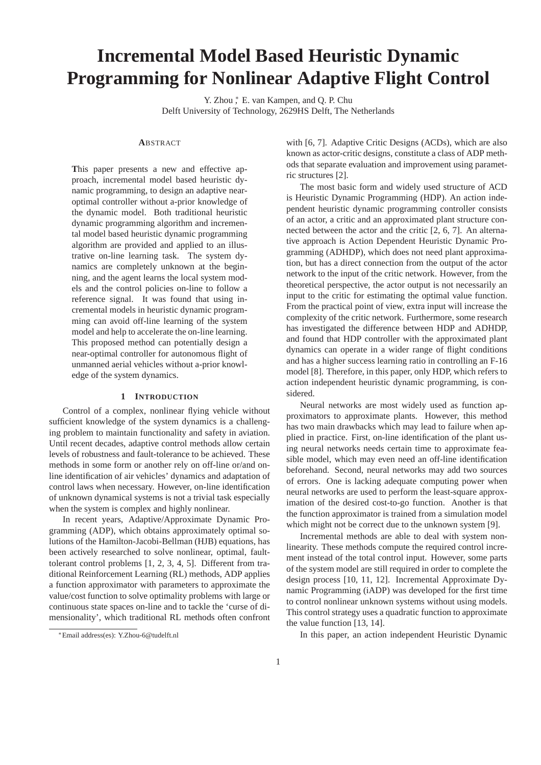# Incremental Model Based Heuristic Dynamic Programming for Nonlinear Adaptive Flight Control

Y. Zhou [*], E. van Kampen, and Q. P. Chu
Delft University of Technology, 2629HS Delft, The Netherlands

## ABSTRACT

This paper presents a new and effective approach, incremental model based heuristic dynamic programming, to design an adaptive near-optimal controller without a-prior knowledge of the dynamic model. Both traditional heuristic dynamic programming algorithm and incremental model based heuristic dynamic programming algorithm are provided and applied to an illustrative on-line learning task. The system dynamics are completely unknown at the beginning, and the agent learns the local system models and the control policies on-line to follow a reference signal. It was found that using incremental models in heuristic dynamic programming can avoid off-line learning of the system model and help to accelerate the on-line learning. This proposed method can potentially design a near-optimal controller for autonomous flight of unmanned aerial vehicles without a-prior knowledge of the system dynamics.

## 1 INTRODUCTION

Control of a complex, nonlinear flying vehicle without sufficient knowledge of the system dynamics is a challenging problem to maintain functionality and safety in aviation. Until recent decades, adaptive control methods allow certain levels of robustness and fault-tolerance to be achieved. These methods in some form or another rely on off-line or/and on-line identification of air vehicles' dynamics and adaptation of control laws when necessary. However, on-line identification of unknown dynamical systems is not a trivial task especially when the system is complex and highly nonlinear.

In recent years, Adaptive/Approximate Dynamic Programming (ADP), which obtains approximately optimal solutions of the Hamilton-Jacobi-Bellman (HJB) equations, has been actively researched to solve nonlinear, optimal, fault-tolerant control problems [1, 2, 3, 4, 5]. Different from traditional Reinforcement Learning (RL) methods, ADP applies a function approximator with parameters to approximate the value/cost function to solve optimality problems with large or continuous state spaces on-line and to tackle the 'curse of dimensionality', which traditional RL methods often confront with [6, 7]. Adaptive Critic Designs (ACDs), which are also known as actor-critic designs, constitute a class of ADP methods that separate evaluation and improvement using parametric structures [2].

The most basic form and widely used structure of ACD is Heuristic Dynamic Programming (HDP). An action independent heuristic dynamic programming controller consists of an actor, a critic and an approximated plant structure connected between the actor and the critic [2, 6, 7]. An alternative approach is Action Dependent Heuristic Dynamic Programming (ADHDP), which does not need plant approximation, but has a direct connection from the output of the actor network to the input of the critic network. However, from the theoretical perspective, the actor output is not necessarily an input to the critic for estimating the optimal value function. From the practical point of view, extra input will increase the complexity of the critic network. Furthermore, some research has investigated the difference between HDP and ADHDP, and found that HDP controller with the approximated plant dynamics can operate in a wider range of flight conditions and has a higher success learning ratio in controlling an F-16 model [8]. Therefore, in this paper, only HDP, which refers to action independent heuristic dynamic programming, is considered.

Neural networks are most widely used as function approximators to approximate plants. However, this method has two main drawbacks which may lead to failure when applied in practice. First, on-line identification of the plant using neural networks needs certain time to approximate feasible model, which may even need an off-line identification beforehand. Second, neural networks may add two sources of errors. One is lacking adequate computing power when neural networks are used to perform the least-square approximation of the desired cost-to-go function. Another is that the function approximator is trained from a simulation model which might not be correct due to the unknown system [9].

Incremental methods are able to deal with system nonlinearity. These methods compute the required control increment instead of the total control input. However, some parts of the system model are still required in order to complete the design process [10, 11, 12]. Incremental Approximate Dynamic Programming (iADP) was developed for the first time to control nonlinear unknown systems without using models. This control strategy uses a quadratic function to approximate the value function [13, 14].

In this paper, an action independent Heuristic Dynamic

[*] Email address(es): Y.Zhou-6@tudelft.nl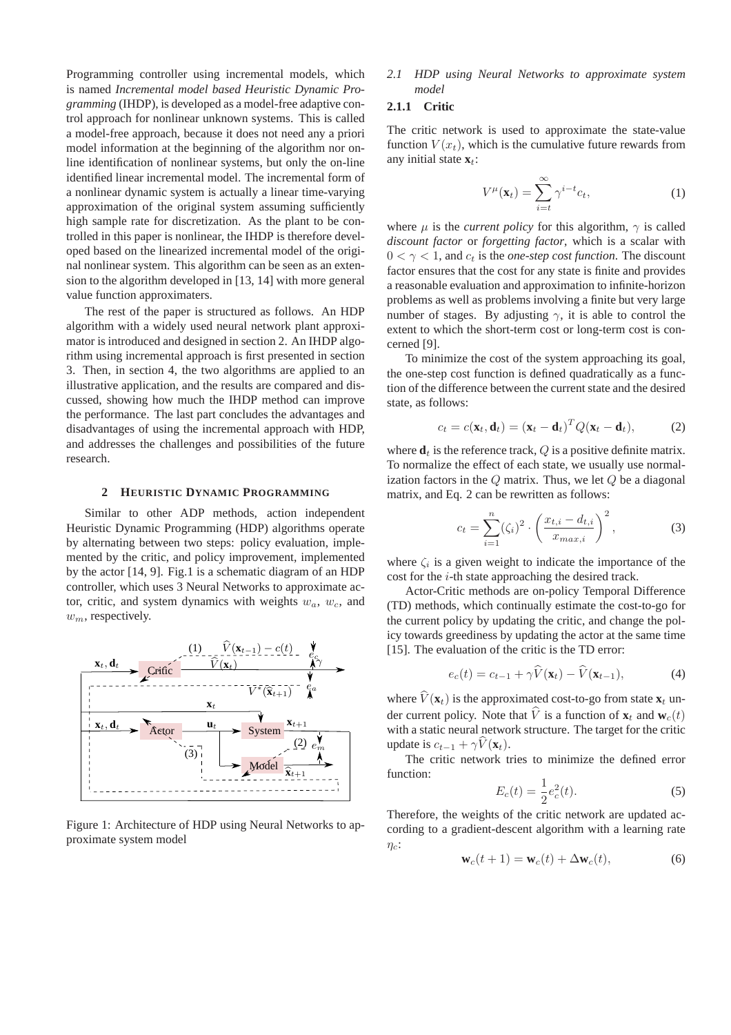Programming controller using incremental models, which is named *Incremental model based Heuristic Dynamic Programming* (IHDP), is developed as a model-free adaptive control approach for nonlinear unknown systems. This is called a model-free approach, because it does not need any a priori model information at the beginning of the algorithm nor online identification of nonlinear systems, but only the on-line identified linear incremental model. The incremental form of a nonlinear dynamic system is actually a linear time-varying approximation of the original system assuming sufficiently high sample rate for discretization. As the plant to be controlled in this paper is nonlinear, the IHDP is therefore developed based on the linearized incremental model of the original nonlinear system. This algorithm can be seen as an extension to the algorithm developed in [13, 14] with more general value function approximaters.

The rest of the paper is structured as follows. An HDP algorithm with a widely used neural network plant approximator is introduced and designed in section 2. An IHDP algorithm using incremental approach is first presented in section 3. Then, in section 4, the two algorithms are applied to an illustrative application, and the results are compared and discussed, showing how much the IHDP method can improve the performance. The last part concludes the advantages and disadvantages of using the incremental approach with HDP, and addresses the challenges and possibilities of the future research.

## 2 HEURISTIC DYNAMIC PROGRAMMING

Similar to other ADP methods, action independent Heuristic Dynamic Programming (HDP) algorithms operate by alternating between two steps: policy evaluation, implemented by the critic, and policy improvement, implemented by the actor [14, 9]. Fig.1 is a schematic diagram of an HDP controller, which uses 3 Neural Networks to approximate actor, critic, and system dynamics with weights $w_a$, $w_c$, and $w_m$, respectively.

Figure 1: Architecture of HDP using Neural Networks to approximate system model

### 2.1 *HDP using Neural Networks to approximate system model*

#### 2.1.1 Critic

The critic network is used to approximate the state-value function $V(x_t)$, which is the cumulative future rewards from any initial state $\mathbf{x}_t$:

$$V^{\mu}(\mathbf{x}_t) = \sum_{i=t}^{\infty} \gamma^{i-t} c_t, \tag{1}$$

where $\mu$ is the *current policy* for this algorithm, $\gamma$ is called *discount factor* or *forgetting factor*, which is a scalar with $0 < \gamma < 1$, and $c_t$ is the *one-step cost function*. The discount factor ensures that the cost for any state is finite and provides a reasonable evaluation and approximation to infinite-horizon problems as well as problems involving a finite but very large number of stages. By adjusting $\gamma$, it is able to control the extent to which the short-term cost or long-term cost is concerned [9].

To minimize the cost of the system approaching its goal, the one-step cost function is defined quadratically as a function of the difference between the current state and the desired state, as follows:

$$c_t = c(\mathbf{x}_t, \mathbf{d}_t) = (\mathbf{x}_t - \mathbf{d}_t)^T Q (\mathbf{x}_t - \mathbf{d}_t), \tag{2}$$

where $\mathbf{d}_t$ is the reference track, $Q$ is a positive definite matrix. To normalize the effect of each state, we usually use normalization factors in the $Q$ matrix. Thus, we let $Q$ be a diagonal matrix, and Eq. 2 can be rewritten as follows:

$$c_t = \sum_{i=1}^{n} (\zeta_i)^2 \cdot \left( \frac{x_{t,i} - d_{t,i}}{x_{max,i}} \right)^2, \tag{3}$$

where $\zeta_i$ is a given weight to indicate the importance of the cost for the $i$-th state approaching the desired track.

Actor-Critic methods are on-policy Temporal Difference (TD) methods, which continually estimate the cost-to-go for the current policy by updating the critic, and change the policy towards greediness by updating the actor at the same time [15]. The evaluation of the critic is the TD error:

$$e_c(t) = c_{t-1} + \gamma \widehat{V}(\mathbf{x}_t) - \widehat{V}(\mathbf{x}_{t-1}), \tag{4}$$

where $\widehat{V}(\mathbf{x}_t)$ is the approximated cost-to-go from state $\mathbf{x}_t$ under current policy. Note that $\widehat{V}$ is a function of $\mathbf{x}_t$ and $\mathbf{w}_c(t)$ with a static neural network structure. The target for the critic update is $c_{t-1} + \gamma \widehat{V}(\mathbf{x}_t)$.

The critic network tries to minimize the defined error function:

$$E_c(t) = \frac{1}{2} e_c^2(t). \tag{5}$$

Therefore, the weights of the critic network are updated according to a gradient-descent algorithm with a learning rate $\eta_c$:

$$\mathbf{w}_c(t+1) = \mathbf{w}_c(t) + \Delta \mathbf{w}_c(t), \tag{6}$$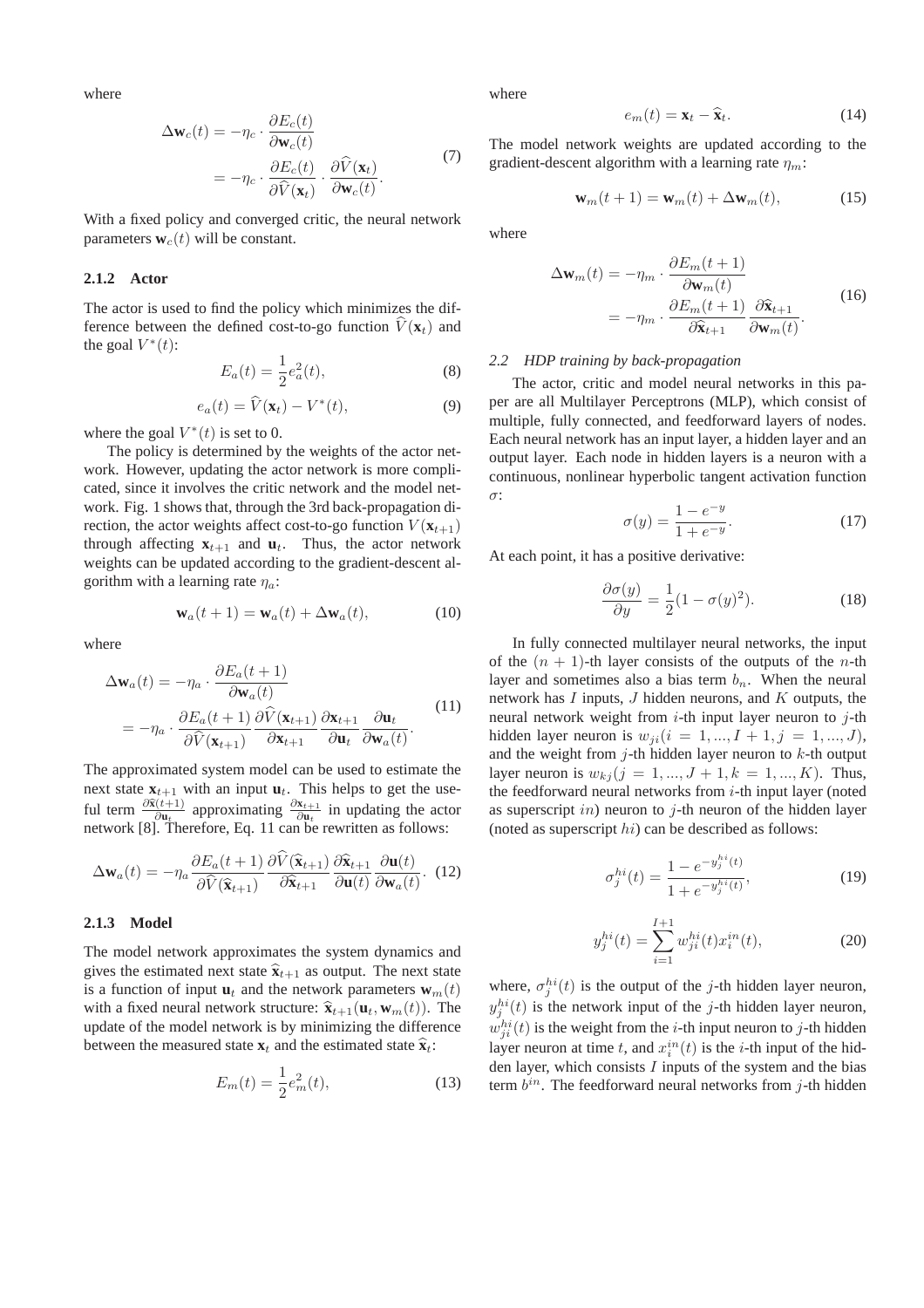where

$$\begin{aligned}\Delta \mathbf{w}_c(t) &= -\eta_c \cdot \frac{\partial E_c(t)}{\partial \mathbf{w}_c(t)} \\ &= -\eta_c \cdot \frac{\partial E_c(t)}{\partial \widehat{V}(\mathbf{x}_t)} \cdot \frac{\partial \widehat{V}(\mathbf{x}_t)}{\partial \mathbf{w}_c(t)}.\end{aligned} \tag{7}$$

With a fixed policy and converged critic, the neural network parameters $\mathbf{w}_c(t)$ will be constant.

#### 2.1.2 Actor

The actor is used to find the policy which minimizes the difference between the defined cost-to-go function $\widehat{V}(\mathbf{x}_t)$ and the goal $V^*(t)$:

$$E_a(t) = \frac{1}{2}e_a^2(t), \tag{8}$$

$$e_a(t) = \widehat{V}(\mathbf{x}_t) - V^*(t), \tag{9}$$

where the goal $V^*(t)$ is set to 0.

The policy is determined by the weights of the actor network. However, updating the actor network is more complicated, since it involves the critic network and the model network. Fig. 1 shows that, through the 3rd back-propagation direction, the actor weights affect cost-to-go function $V(\mathbf{x}_{t+1})$ through affecting $\mathbf{x}_{t+1}$ and $\mathbf{u}_t$. Thus, the actor network weights can be updated according to the gradient-descent algorithm with a learning rate $\eta_a$:

$$\mathbf{w}_a(t+1) = \mathbf{w}_a(t) + \Delta \mathbf{w}_a(t), \tag{10}$$

where

$$\begin{aligned}\Delta \mathbf{w}_a(t) &= -\eta_a \cdot \frac{\partial E_a(t+1)}{\partial \mathbf{w}_a(t)} \\ &= -\eta_a \cdot \frac{\partial E_a(t+1)}{\partial \widehat{V}(\mathbf{x}_{t+1})} \frac{\partial \widehat{V}(\mathbf{x}_{t+1})}{\partial \mathbf{x}_{t+1}} \frac{\partial \mathbf{x}_{t+1}}{\partial \mathbf{u}_t} \frac{\partial \mathbf{u}_t}{\partial \mathbf{w}_a(t)}.\end{aligned} \tag{11}$$

The approximated system model can be used to estimate the next state $\mathbf{x}_{t+1}$ with an input $\mathbf{u}_t$. This helps to get the useful term $\frac{\partial \widehat{\mathbf{x}}(t+1)}{\partial \mathbf{u}_t}$ approximating $\frac{\partial \mathbf{x}_{t+1}}{\partial \mathbf{u}_t}$ in updating the actor network [8]. Therefore, Eq. 11 can be rewritten as follows:

$$\Delta \mathbf{w}_a(t) = -\eta_a \frac{\partial E_a(t+1)}{\partial \widehat{V}(\widehat{\mathbf{x}}_{t+1})} \frac{\partial \widehat{V}(\widehat{\mathbf{x}}_{t+1})}{\partial \widehat{\mathbf{x}}_{t+1}} \frac{\partial \widehat{\mathbf{x}}_{t+1}}{\partial \mathbf{u}(t)} \frac{\partial \mathbf{u}(t)}{\partial \mathbf{w}_a(t)}. \tag{12}$$

#### 2.1.3 Model

The model network approximates the system dynamics and gives the estimated next state $\widehat{\mathbf{x}}_{t+1}$ as output. The next state is a function of input $\mathbf{u}_t$ and the network parameters $\mathbf{w}_m(t)$ with a fixed neural network structure: $\widehat{\mathbf{x}}_{t+1}(\mathbf{u}_t, \mathbf{w}_m(t))$. The update of the model network is by minimizing the difference between the measured state $\mathbf{x}_t$ and the estimated state $\widehat{\mathbf{x}}_t$:

$$E_m(t) = \frac{1}{2}e_m^2(t), \tag{13}$$

where

$$e_m(t) = \mathbf{x}_t - \widehat{\mathbf{x}}_t. \tag{14}$$

The model network weights are updated according to the gradient-descent algorithm with a learning rate $\eta_m$:

$$\mathbf{w}_m(t+1) = \mathbf{w}_m(t) + \Delta \mathbf{w}_m(t), \tag{15}$$

where

$$\begin{aligned}\Delta \mathbf{w}_m(t) &= -\eta_m \cdot \frac{\partial E_m(t+1)}{\partial \mathbf{w}_m(t)} \\ &= -\eta_m \cdot \frac{\partial E_m(t+1)}{\partial \widehat{\mathbf{x}}_{t+1}} \frac{\partial \widehat{\mathbf{x}}_{t+1}}{\partial \mathbf{w}_m(t)}.\end{aligned} \tag{16}$$

### *2.2 HDP training by back-propagation*

The actor, critic and model neural networks in this paper are all Multilayer Perceptrons (MLP), which consist of multiple, fully connected, and feedforward layers of nodes. Each neural network has an input layer, a hidden layer and an output layer. Each node in hidden layers is a neuron with a continuous, nonlinear hyperbolic tangent activation function $\sigma$:

$$\sigma(y) = \frac{1 - e^{-y}}{1 + e^{-y}}. \tag{17}$$

At each point, it has a positive derivative:

$$\frac{\partial \sigma(y)}{\partial y} = \frac{1}{2}(1 - \sigma(y)^2). \tag{18}$$

In fully connected multilayer neural networks, the input of the $(n+1)$-th layer consists of the outputs of the $n$-th layer and sometimes also a bias term $b_n$. When the neural network has $I$ inputs, $J$ hidden neurons, and $K$ outputs, the neural network weight from $i$-th input layer neuron to $j$-th hidden layer neuron is $w_{ji}(i = 1, ..., I+1, j = 1, ..., J)$, and the weight from $j$-th hidden layer neuron to $k$-th output layer neuron is $w_{kj}(j = 1, ..., J+1, k = 1, ..., K)$. Thus, the feedforward neural networks from $i$-th input layer (noted as superscript $in$) neuron to $j$-th neuron of the hidden layer (noted as superscript $hi$) can be described as follows:

$$\sigma_j^{hi}(t) = \frac{1 - e^{-y_j^{hi}(t)}}{1 + e^{-y_j^{hi}(t)}}, \tag{19}$$

$$y_j^{hi}(t) = \sum_{i=1}^{I+1} w_{ji}^{hi}(t) x_i^{in}(t), \tag{20}$$

where, $\sigma_j^{hi}(t)$ is the output of the $j$-th hidden layer neuron, $y_j^{hi}(t)$ is the network input of the $j$-th hidden layer neuron, $w_{ji}^{hi}(t)$ is the weight from the $i$-th input neuron to $j$-th hidden layer neuron at time $t$, and $x_i^{in}(t)$ is the $i$-th input of the hidden layer, which consists $I$ inputs of the system and the bias term $b^{in}$. The feedforward neural networks from $j$-th hidden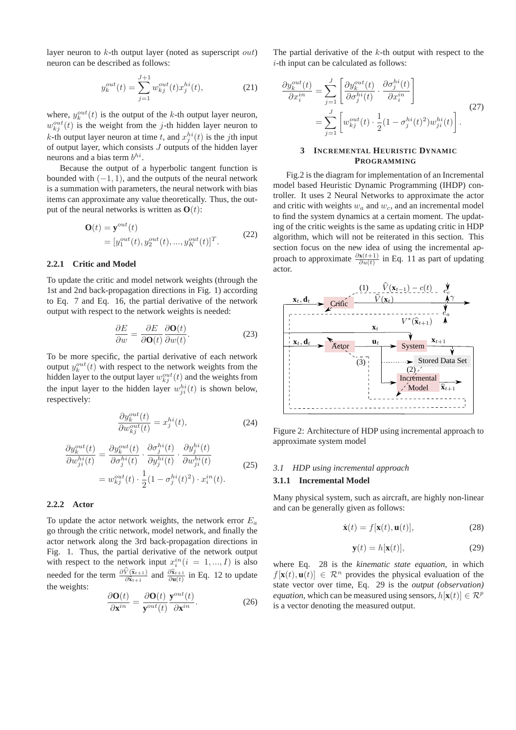layer neuron to $k$-th output layer (noted as superscript $out$) neuron can be described as follows:

$$y_k^{out}(t) = \sum_{j=1}^{J+1} w_{kj}^{out}(t) x_j^{hi}(t), \tag{21}$$

where, $y_k^{out}(t)$ is the output of the $k$-th output layer neuron, $w_{kj}^{out}(t)$ is the weight from the $j$-th hidden layer neuron to $k$-th output layer neuron at time $t$, and $x_j^{hi}(t)$ is the $j$th input of output layer, which consists $J$ outputs of the hidden layer neurons and a bias term $b^{hi}$.

Because the output of a hyperbolic tangent function is bounded with $(-1, 1)$, and the outputs of the neural network is a summation with parameters, the neural network with bias items can approximate any value theoretically. Thus, the output of the neural networks is written as $\mathbf{O}(t)$:

$$\begin{aligned}\mathbf{O}(t) &= \mathbf{y}^{out}(t) \\ &= [y_1^{out}(t), y_2^{out}(t), ..., y_K^{out}(t)]^T.\end{aligned} \tag{22}$$

#### 2.2.1 Critic and Model

To update the critic and model network weights (through the 1st and 2nd back-propagation directions in Fig. 1) according to Eq. 7 and Eq. 16, the partial derivative of the network output with respect to the network weights is needed:

$$\frac{\partial E}{\partial w} = \frac{\partial E}{\partial \mathbf{O}(t)} \frac{\partial \mathbf{O}(t)}{\partial w(t)}. \tag{23}$$

To be more specific, the partial derivative of each network output $y_k^{out}(t)$ with respect to the network weights from the hidden layer to the output layer $w_{kj}^{out}(t)$ and the weights from the input layer to the hidden layer $w_{ji}^{hi}(t)$ is shown below, respectively:

$$\frac{\partial y_k^{out}(t)}{\partial w_{kj}^{out}(t)} = x_j^{hi}(t), \tag{24}$$

$$\begin{aligned}\frac{\partial y_k^{out}(t)}{\partial w_{ji}^{hi}(t)} &= \frac{\partial y_k^{out}(t)}{\partial \sigma_j^{hi}(t)} \cdot \frac{\partial \sigma_j^{hi}(t)}{\partial y_j^{hi}(t)} \cdot \frac{\partial y_j^{hi}(t)}{\partial w_{ji}^{hi}(t)} \\ &= w_{kj}^{out}(t) \cdot \frac{1}{2}(1 - \sigma_j^{hi}(t)^2) \cdot x_i^{in}(t).\end{aligned} \tag{25}$$

#### 2.2.2 Actor

To update the actor network weights, the network error $E_a$ go through the critic network, model network, and finally the actor network along the 3rd back-propagation directions in Fig. 1. Thus, the partial derivative of the network output with respect to the network input $x_i^{in} (i = 1, ..., I)$ is also needed for the term $\frac{\partial \widehat{V}(\widehat{\mathbf{x}}_{t+1})}{\partial \widehat{\mathbf{x}}_{t+1}}$ and $\frac{\partial \widehat{\mathbf{x}}_{t+1}}{\partial \mathbf{u}(t)}$ in Eq. 12 to update the weights:

$$\frac{\partial \mathbf{O}(t)}{\partial \mathbf{x}^{in}} = \frac{\partial \mathbf{O}(t)}{\mathbf{y}^{out}(t)} \frac{\mathbf{y}^{out}(t)}{\partial \mathbf{x}^{in}}. \tag{26}$$

The partial derivative of the $k$-th output with respect to the $i$-th input can be calculated as follows:

$$\begin{aligned}\frac{\partial y_k^{out}(t)}{\partial x_i^{in}} &= \sum_{j=1}^{J} \left[ \frac{\partial y_k^{out}(t)}{\partial \sigma_j^{hi}(t)} \cdot \frac{\partial \sigma_j^{hi}(t)}{\partial x_i^{in}} \right] \\ &= \sum_{j=1}^{J} \left[ w_{kj}^{out}(t) \cdot \frac{1}{2}(1 - \sigma_j^{hi}(t)^2) w_{ji}^{hi}(t) \right].\end{aligned} \tag{27}$$

## 3 Incremental Heuristic Dynamic Programming

Fig.2 is the diagram for implementation of an Incremental model based Heuristic Dynamic Programming (IHDP) controller. It uses 2 Neural Networks to approximate the actor and critic with weights $w_a$ and $w_c$, and an incremental model to find the system dynamics at a certain moment. The updating of the critic weights is the same as updating critic in HDP algorithm, which will not be reiterated in this section. This section focus on the new idea of using the incremental approach to approximate $\frac{\partial \mathbf{x}(t+1)}{\partial u(t)}$ in Eq. 11 as part of updating actor.

Figure 2: Architecture of HDP using incremental approach to approximate system model

### 3.1 HDP using incremental approach

#### 3.1.1 Incremental Model

Many physical system, such as aircraft, are highly non-linear and can be generally given as follows:

$$\dot{\mathbf{x}}(t) = f[\mathbf{x}(t), \mathbf{u}(t)], \tag{28}$$

$$\mathbf{y}(t) = h[\mathbf{x}(t)], \tag{29}$$

where Eq. 28 is the *kinematic state equation*, in which $f[\mathbf{x}(t), \mathbf{u}(t)] \in \mathcal{R}^n$ provides the physical evaluation of the state vector over time, Eq. 29 is the *output (observation) equation*, which can be measured using sensors, $h[\mathbf{x}(t)] \in \mathcal{R}^p$ is a vector denoting the measured output.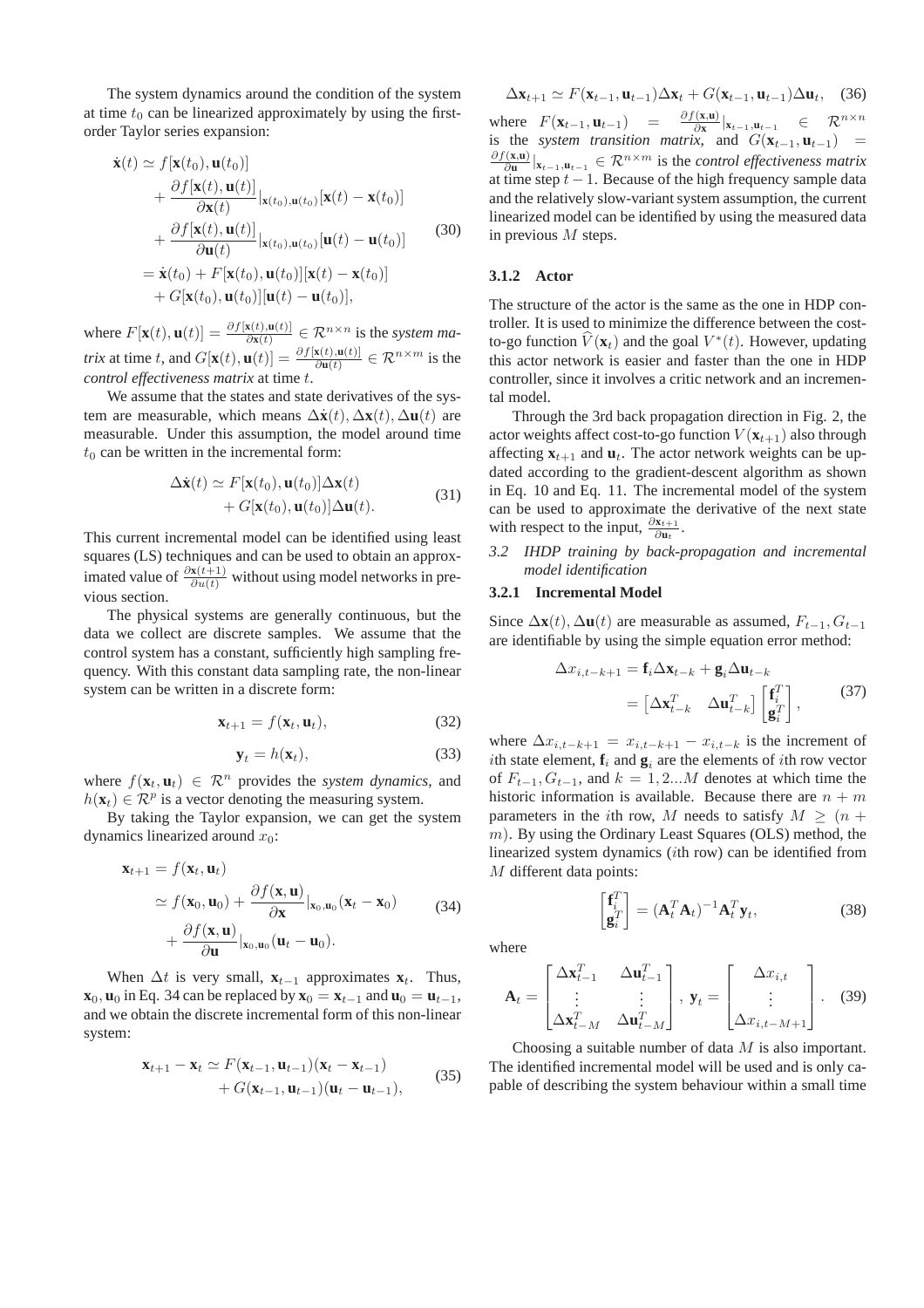The system dynamics around the condition of the system at time $t_0$ can be linearized approximately by using the first-order Taylor series expansion:

$$
\begin{aligned}
\dot{\mathbf{x}}(t) &\simeq f[\mathbf{x}(t_0), \mathbf{u}(t_0)] \\
&+ \frac{\partial f[\mathbf{x}(t), \mathbf{u}(t)]}{\partial \mathbf{x}(t)}|_{\mathbf{x}(t_0), \mathbf{u}(t_0)}[\mathbf{x}(t) - \mathbf{x}(t_0)] \\
&+ \frac{\partial f[\mathbf{x}(t), \mathbf{u}(t)]}{\partial \mathbf{u}(t)}|_{\mathbf{x}(t_0), \mathbf{u}(t_0)}[\mathbf{u}(t) - \mathbf{u}(t_0)] \\
&= \dot{\mathbf{x}}(t_0) + F[\mathbf{x}(t_0), \mathbf{u}(t_0)][\mathbf{x}(t) - \mathbf{x}(t_0)] \\
&+ G[\mathbf{x}(t_0), \mathbf{u}(t_0)][\mathbf{u}(t) - \mathbf{u}(t_0)],
\end{aligned}
\tag{30}
$$

where $F[\mathbf{x}(t), \mathbf{u}(t)] = \frac{\partial f[\mathbf{x}(t), \mathbf{u}(t)]}{\partial \mathbf{x}(t)} \in \mathcal{R}^{n \times n}$ is the *system matrix* at time $t$, and $G[\mathbf{x}(t), \mathbf{u}(t)] = \frac{\partial f[\mathbf{x}(t), \mathbf{u}(t)]}{\partial \mathbf{u}(t)} \in \mathcal{R}^{n \times m}$ is the *control effectiveness matrix* at time $t$.

We assume that the states and state derivatives of the system are measurable, which means $\Delta\dot{\mathbf{x}}(t), \Delta\mathbf{x}(t), \Delta\mathbf{u}(t)$ are measurable. Under this assumption, the model around time $t_0$ can be written in the incremental form:

$$
\begin{aligned}
\Delta\dot{\mathbf{x}}(t) &\simeq F[\mathbf{x}(t_0), \mathbf{u}(t_0)]\Delta\mathbf{x}(t) \\
&+ G[\mathbf{x}(t_0), \mathbf{u}(t_0)]\Delta\mathbf{u}(t).
\end{aligned}
\tag{31}
$$

This current incremental model can be identified using least squares (LS) techniques and can be used to obtain an approximated value of $\frac{\partial \mathbf{x}(t+1)}{\partial u(t)}$ without using model networks in previous section.

The physical systems are generally continuous, but the data we collect are discrete samples. We assume that the control system has a constant, sufficiently high sampling frequency. With this constant data sampling rate, the non-linear system can be written in a discrete form:

$$
\mathbf{x}_{t+1} = f(\mathbf{x}_t, \mathbf{u}_t), \tag{32}
$$

$$
\mathbf{y}_t = h(\mathbf{x}_t), \tag{33}
$$

where $f(\mathbf{x}_t, \mathbf{u}_t) \in \mathcal{R}^n$ provides the *system dynamics*, and $h(\mathbf{x}_t) \in \mathcal{R}^p$ is a vector denoting the measuring system.

By taking the Taylor expansion, we can get the system dynamics linearized around $x_0$:

$$
\begin{aligned}
\mathbf{x}_{t+1} &= f(\mathbf{x}_t, \mathbf{u}_t) \\
&\simeq f(\mathbf{x}_0, \mathbf{u}_0) + \frac{\partial f(\mathbf{x}, \mathbf{u})}{\partial \mathbf{x}}|_{\mathbf{x}_0, \mathbf{u}_0}(\mathbf{x}_t - \mathbf{x}_0) \\
&+ \frac{\partial f(\mathbf{x}, \mathbf{u})}{\partial \mathbf{u}}|_{\mathbf{x}_0, \mathbf{u}_0}(\mathbf{u}_t - \mathbf{u}_0).
\end{aligned}
\tag{34}
$$

When $\Delta t$ is very small, $\mathbf{x}_{t-1}$ approximates $\mathbf{x}_t$. Thus, $\mathbf{x}_0, \mathbf{u}_0$ in Eq. 34 can be replaced by $\mathbf{x}_0 = \mathbf{x}_{t-1}$ and $\mathbf{u}_0 = \mathbf{u}_{t-1}$, and we obtain the discrete incremental form of this non-linear system:

$$
\begin{aligned}
\mathbf{x}_{t+1} - \mathbf{x}_t &\simeq F(\mathbf{x}_{t-1}, \mathbf{u}_{t-1})(\mathbf{x}_t - \mathbf{x}_{t-1}) \\
&+ G(\mathbf{x}_{t-1}, \mathbf{u}_{t-1})(\mathbf{u}_t - \mathbf{u}_{t-1}),
\end{aligned}
\tag{35}
$$

$$
\Delta\mathbf{x}_{t+1} \simeq F(\mathbf{x}_{t-1}, \mathbf{u}_{t-1})\Delta\mathbf{x}_t + G(\mathbf{x}_{t-1}, \mathbf{u}_{t-1})\Delta\mathbf{u}_t, \tag{36}
$$

where $F(\mathbf{x}_{t-1}, \mathbf{u}_{t-1}) = \frac{\partial f(\mathbf{x}, \mathbf{u})}{\partial \mathbf{x}}|_{\mathbf{x}_{t-1}, \mathbf{u}_{t-1}} \in \mathcal{R}^{n \times n}$ is the *system transition matrix*, and $G(\mathbf{x}_{t-1}, \mathbf{u}_{t-1}) = \frac{\partial f(\mathbf{x}, \mathbf{u})}{\partial \mathbf{u}}|_{\mathbf{x}_{t-1}, \mathbf{u}_{t-1}} \in \mathcal{R}^{n \times m}$ is the *control effectiveness matrix* at time step $t-1$. Because of the high frequency sample data and the relatively slow-variant system assumption, the current linearized model can be identified by using the measured data in previous $M$ steps.

### 3.1.2 Actor

The structure of the actor is the same as the one in HDP controller. It is used to minimize the difference between the cost-to-go function $\widehat{V}(\mathbf{x}_t)$ and the goal $V^*(t)$. However, updating this actor network is easier and faster than the one in HDP controller, since it involves a critic network and an incremental model.

Through the 3rd back propagation direction in Fig. 2, the actor weights affect cost-to-go function $V(\mathbf{x}_{t+1})$ also through affecting $\mathbf{x}_{t+1}$ and $\mathbf{u}_t$. The actor network weights can be updated according to the gradient-descent algorithm as shown in Eq. 10 and Eq. 11. The incremental model of the system can be used to approximate the derivative of the next state with respect to the input, $\frac{\partial \mathbf{x}_{t+1}}{\partial \mathbf{u}_t}$.

## *3.2 IHDP training by back-propagation and incremental model identification*

### 3.2.1 Incremental Model

Since $\Delta\mathbf{x}(t), \Delta\mathbf{u}(t)$ are measurable as assumed, $F_{t-1}, G_{t-1}$ are identifiable by using the simple equation error method:

$$
\begin{aligned}
\Delta x_{i,t-k+1} &= \mathbf{f}_i \Delta\mathbf{x}_{t-k} + \mathbf{g}_i \Delta\mathbf{u}_{t-k} \\
&= \begin{bmatrix} \Delta\mathbf{x}_{t-k}^T & \Delta\mathbf{u}_{t-k}^T \end{bmatrix} \begin{bmatrix} \mathbf{f}_i^T \\ \mathbf{g}_i^T \end{bmatrix},
\end{aligned}
\tag{37}
$$

where $\Delta x_{i,t-k+1} = x_{i,t-k+1} - x_{i,t-k}$ is the increment of $i$th state element, $\mathbf{f}_i$ and $\mathbf{g}_i$ are the elements of $i$th row vector of $F_{t-1}, G_{t-1}$, and $k = 1, 2...M$ denotes at which time the historic information is available. Because there are $n + m$ parameters in the $i$th row, $M$ needs to satisfy $M \geq (n + m)$. By using the Ordinary Least Squares (OLS) method, the linearized system dynamics ($i$th row) can be identified from $M$ different data points:

$$
\begin{bmatrix} \mathbf{f}_i^T \\ \mathbf{g}_i^T \end{bmatrix} = (\mathbf{A}_t^T \mathbf{A}_t)^{-1} \mathbf{A}_t^T \mathbf{y}_t, \tag{38}
$$

where

$$
\mathbf{A}_t = \begin{bmatrix} \Delta\mathbf{x}_{t-1}^T & \Delta\mathbf{u}_{t-1}^T \\ \vdots & \vdots \\ \Delta\mathbf{x}_{t-M}^T & \Delta\mathbf{u}_{t-M}^T \end{bmatrix}, \ \mathbf{y}_t = \begin{bmatrix} \Delta x_{i,t} \\ \vdots \\ \Delta x_{i,t-M+1} \end{bmatrix}. \tag{39}
$$

Choosing a suitable number of data $M$ is also important. The identified incremental model will be used and is only capable of describing the system behaviour within a small time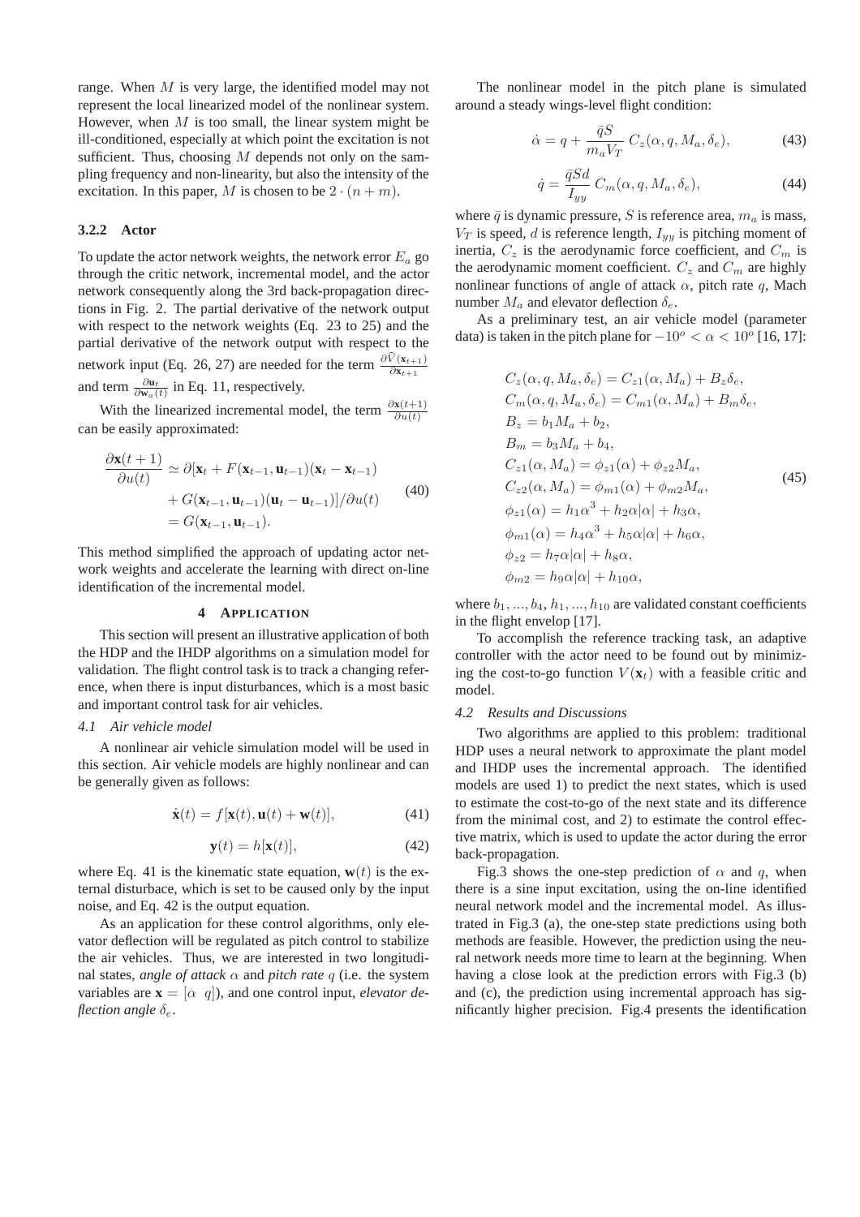range. When $M$ is very large, the identified model may not represent the local linearized model of the nonlinear system. However, when $M$ is too small, the linear system might be ill-conditioned, especially at which point the excitation is not sufficient. Thus, choosing $M$ depends not only on the sampling frequency and non-linearity, but also the intensity of the excitation. In this paper, $M$ is chosen to be $2 \cdot (n+m)$.

### 3.2.2 Actor

To update the actor network weights, the network error $E_a$ go through the critic network, incremental model, and the actor network consequently along the 3rd back-propagation directions in Fig. 2. The partial derivative of the network output with respect to the network weights (Eq. 23 to 25) and the partial derivative of the network output with respect to the network input (Eq. 26, 27) are needed for the term $\frac{\partial \widehat{V}(\mathbf{x}_{t+1})}{\partial \mathbf{x}_{t+1}}$ and term $\frac{\partial \mathbf{u}_t}{\partial \mathbf{w}_a(t)}$ in Eq. 11, respectively.

With the linearized incremental model, the term $\frac{\partial \mathbf{x}(t+1)}{\partial u(t)}$ can be easily approximated:

$$
\begin{aligned}
\frac{\partial \mathbf{x}(t+1)}{\partial u(t)} &\simeq \partial[\mathbf{x}_t + F(\mathbf{x}_{t-1}, \mathbf{u}_{t-1})(\mathbf{x}_t - \mathbf{x}_{t-1}) \\
&\quad + G(\mathbf{x}_{t-1}, \mathbf{u}_{t-1})(\mathbf{u}_t - \mathbf{u}_{t-1})]/\partial u(t) \\
&= G(\mathbf{x}_{t-1}, \mathbf{u}_{t-1}).
\end{aligned}
\tag{40}
$$

This method simplified the approach of updating actor network weights and accelerate the learning with direct on-line identification of the incremental model.

## 4 Application

This section will present an illustrative application of both the HDP and the IHDP algorithms on a simulation model for validation. The flight control task is to track a changing reference, when there is input disturbances, which is a most basic and important control task for air vehicles.

### *4.1 Air vehicle model*

A nonlinear air vehicle simulation model will be used in this section. Air vehicle models are highly nonlinear and can be generally given as follows:

$$
\dot{\mathbf{x}}(t) = f[\mathbf{x}(t), \mathbf{u}(t) + \mathbf{w}(t)], \tag{41}
$$

$$
\mathbf{y}(t) = h[\mathbf{x}(t)], \tag{42}
$$

where Eq. 41 is the kinematic state equation, $\mathbf{w}(t)$ is the external disturbance, which is set to be caused only by the input noise, and Eq. 42 is the output equation.

As an application for these control algorithms, only elevator deflection will be regulated as pitch control to stabilize the air vehicles. Thus, we are interested in two longitudinal states, *angle of attack* $\alpha$ and *pitch rate* $q$ (i.e. the system variables are $\mathbf{x} = [\alpha \;\; q]$), and one control input, *elevator deflection angle* $\delta_e$.

The nonlinear model in the pitch plane is simulated around a steady wings-level flight condition:

$$
\dot{\alpha} = q + \frac{\bar{q}S}{m_a V_T}\, C_z(\alpha, q, M_a, \delta_e), \tag{43}
$$

$$
\dot{q} = \frac{\bar{q}Sd}{I_{yy}}\, C_m(\alpha, q, M_a, \delta_e), \tag{44}
$$

where $\bar{q}$ is dynamic pressure, $S$ is reference area, $m_a$ is mass, $V_T$ is speed, $d$ is reference length, $I_{yy}$ is pitching moment of inertia, $C_z$ is the aerodynamic force coefficient, and $C_m$ is the aerodynamic moment coefficient. $C_z$ and $C_m$ are highly nonlinear functions of angle of attack $\alpha$, pitch rate $q$, Mach number $M_a$ and elevator deflection $\delta_e$.

As a preliminary test, an air vehicle model (parameter data) is taken in the pitch plane for $-10^o < \alpha < 10^o$ [16, 17]:

$$
\begin{aligned}
&C_z(\alpha, q, M_a, \delta_e) = C_{z1}(\alpha, M_a) + B_z \delta_e, \\
&C_m(\alpha, q, M_a, \delta_e) = C_{m1}(\alpha, M_a) + B_m \delta_e, \\
&B_z = b_1 M_a + b_2, \\
&B_m = b_3 M_a + b_4, \\
&C_{z1}(\alpha, M_a) = \phi_{z1}(\alpha) + \phi_{z2} M_a, \\
&C_{z2}(\alpha, M_a) = \phi_{m1}(\alpha) + \phi_{m2} M_a, \\
&\phi_{z1}(\alpha) = h_1 \alpha^3 + h_2 \alpha|\alpha| + h_3 \alpha, \\
&\phi_{m1}(\alpha) = h_4 \alpha^3 + h_5 \alpha|\alpha| + h_6 \alpha, \\
&\phi_{z2} = h_7 \alpha|\alpha| + h_8 \alpha, \\
&\phi_{m2} = h_9 \alpha|\alpha| + h_{10} \alpha,
\end{aligned}
\tag{45}
$$

where $b_1, ..., b_4, h_1, ..., h_{10}$ are validated constant coefficients in the flight envelop [17].

To accomplish the reference tracking task, an adaptive controller with the actor need to be found out by minimizing the cost-to-go function $V(\mathbf{x}_t)$ with a feasible critic and model.

### *4.2 Results and Discussions*

Two algorithms are applied to this problem: traditional HDP uses a neural network to approximate the plant model and IHDP uses the incremental approach. The identified models are used 1) to predict the next states, which is used to estimate the cost-to-go of the next state and its difference from the minimal cost, and 2) to estimate the control effective matrix, which is used to update the actor during the error back-propagation.

Fig.3 shows the one-step prediction of $\alpha$ and $q$, when there is a sine input excitation, using the on-line identified neural network model and the incremental model. As illustrated in Fig.3 (a), the one-step state predictions using both methods are feasible. However, the prediction using the neural network needs more time to learn at the beginning. When having a close look at the prediction errors with Fig.3 (b) and (c), the prediction using incremental approach has significantly higher precision. Fig.4 presents the identification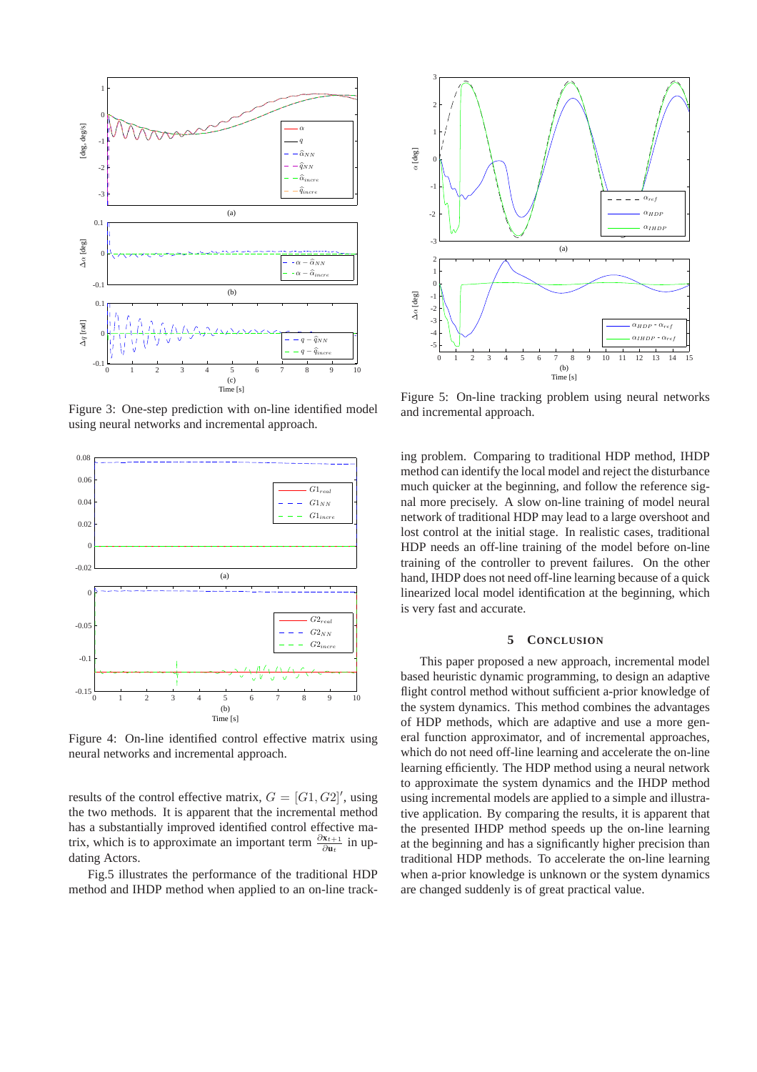Figure 3: One-step prediction with on-line identified model using neural networks and incremental approach.

Figure 4: On-line identified control effective matrix using neural networks and incremental approach.

results of the control effective matrix, $G = [G1, G2]'$, using the two methods. It is apparent that the incremental method has a substantially improved identified control effective matrix, which is to approximate an important term $\frac{\partial \mathbf{x}_{t+1}}{\partial \mathbf{u}_t}$ in updating Actors.

Fig.5 illustrates the performance of the traditional HDP method and IHDP method when applied to an on-line tracking problem. Comparing to traditional HDP method, IHDP method can identify the local model and reject the disturbance much quicker at the beginning, and follow the reference signal more precisely. A slow on-line training of model neural network of traditional HDP may lead to a large overshoot and lost control at the initial stage. In realistic cases, traditional HDP needs an off-line training of the model before on-line training of the controller to prevent failures. On the other hand, IHDP does not need off-line learning because of a quick linearized local model identification at the beginning, which is very fast and accurate.

Figure 5: On-line tracking problem using neural networks and incremental approach.

## 5 Conclusion

This paper proposed a new approach, incremental model based heuristic dynamic programming, to design an adaptive flight control method without sufficient a-prior knowledge of the system dynamics. This method combines the advantages of HDP methods, which are adaptive and use a more general function approximator, and of incremental approaches, which do not need off-line learning and accelerate the on-line learning efficiently. The HDP method using a neural network to approximate the system dynamics and the IHDP method using incremental models are applied to a simple and illustrative application. By comparing the results, it is apparent that the presented IHDP method speeds up the on-line learning at the beginning and has a significantly higher precision than traditional HDP methods. To accelerate the on-line learning when a-prior knowledge is unknown or the system dynamics are changed suddenly is of great practical value.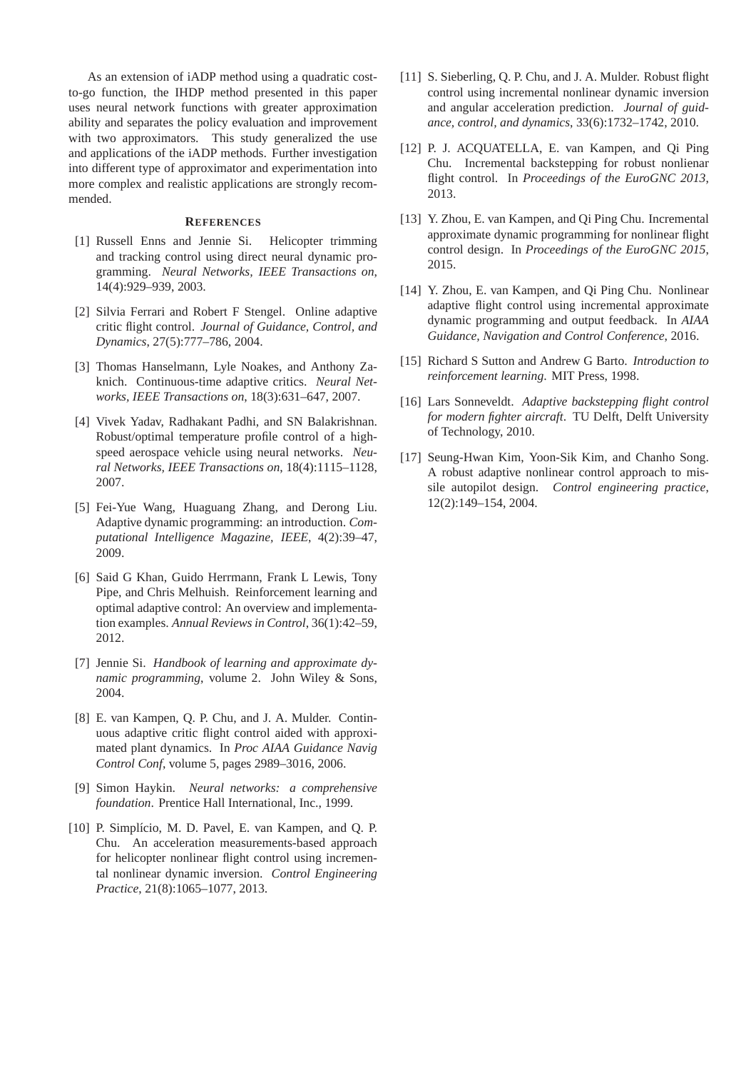As an extension of iADP method using a quadratic cost-to-go function, the IHDP method presented in this paper uses neural network functions with greater approximation ability and separates the policy evaluation and improvement with two approximators. This study generalized the use and applications of the iADP methods. Further investigation into different type of approximator and experimentation into more complex and realistic applications are strongly recommended.

## References

[1] Russell Enns and Jennie Si. Helicopter trimming and tracking control using direct neural dynamic programming. *Neural Networks, IEEE Transactions on*, 14(4):929–939, 2003.

[2] Silvia Ferrari and Robert F Stengel. Online adaptive critic flight control. *Journal of Guidance, Control, and Dynamics*, 27(5):777–786, 2004.

[3] Thomas Hanselmann, Lyle Noakes, and Anthony Zaknich. Continuous-time adaptive critics. *Neural Networks, IEEE Transactions on*, 18(3):631–647, 2007.

[4] Vivek Yadav, Radhakant Padhi, and SN Balakrishnan. Robust/optimal temperature profile control of a high-speed aerospace vehicle using neural networks. *Neural Networks, IEEE Transactions on*, 18(4):1115–1128, 2007.

[5] Fei-Yue Wang, Huaguang Zhang, and Derong Liu. Adaptive dynamic programming: an introduction. *Computational Intelligence Magazine, IEEE*, 4(2):39–47, 2009.

[6] Said G Khan, Guido Herrmann, Frank L Lewis, Tony Pipe, and Chris Melhuish. Reinforcement learning and optimal adaptive control: An overview and implementation examples. *Annual Reviews in Control*, 36(1):42–59, 2012.

[7] Jennie Si. *Handbook of learning and approximate dynamic programming*, volume 2. John Wiley & Sons, 2004.

[8] E. van Kampen, Q. P. Chu, and J. A. Mulder. Continuous adaptive critic flight control aided with approximated plant dynamics. In *Proc AIAA Guidance Navig Control Conf*, volume 5, pages 2989–3016, 2006.

[9] Simon Haykin. *Neural networks: a comprehensive foundation*. Prentice Hall International, Inc., 1999.

[10] P. Simplício, M. D. Pavel, E. van Kampen, and Q. P. Chu. An acceleration measurements-based approach for helicopter nonlinear flight control using incremental nonlinear dynamic inversion. *Control Engineering Practice*, 21(8):1065–1077, 2013.

[11] S. Sieberling, Q. P. Chu, and J. A. Mulder. Robust flight control using incremental nonlinear dynamic inversion and angular acceleration prediction. *Journal of guidance, control, and dynamics*, 33(6):1732–1742, 2010.

[12] P. J. ACQUATELLA, E. van Kampen, and Qi Ping Chu. Incremental backstepping for robust nonlienar flight control. In *Proceedings of the EuroGNC 2013*, 2013.

[13] Y. Zhou, E. van Kampen, and Qi Ping Chu. Incremental approximate dynamic programming for nonlinear flight control design. In *Proceedings of the EuroGNC 2015*, 2015.

[14] Y. Zhou, E. van Kampen, and Qi Ping Chu. Nonlinear adaptive flight control using incremental approximate dynamic programming and output feedback. In *AIAA Guidance, Navigation and Control Conference*, 2016.

[15] Richard S Sutton and Andrew G Barto. *Introduction to reinforcement learning*. MIT Press, 1998.

[16] Lars Sonneveldt. *Adaptive backstepping flight control for modern fighter aircraft*. TU Delft, Delft University of Technology, 2010.

[17] Seung-Hwan Kim, Yoon-Sik Kim, and Chanho Song. A robust adaptive nonlinear control approach to missile autopilot design. *Control engineering practice*, 12(2):149–154, 2004.